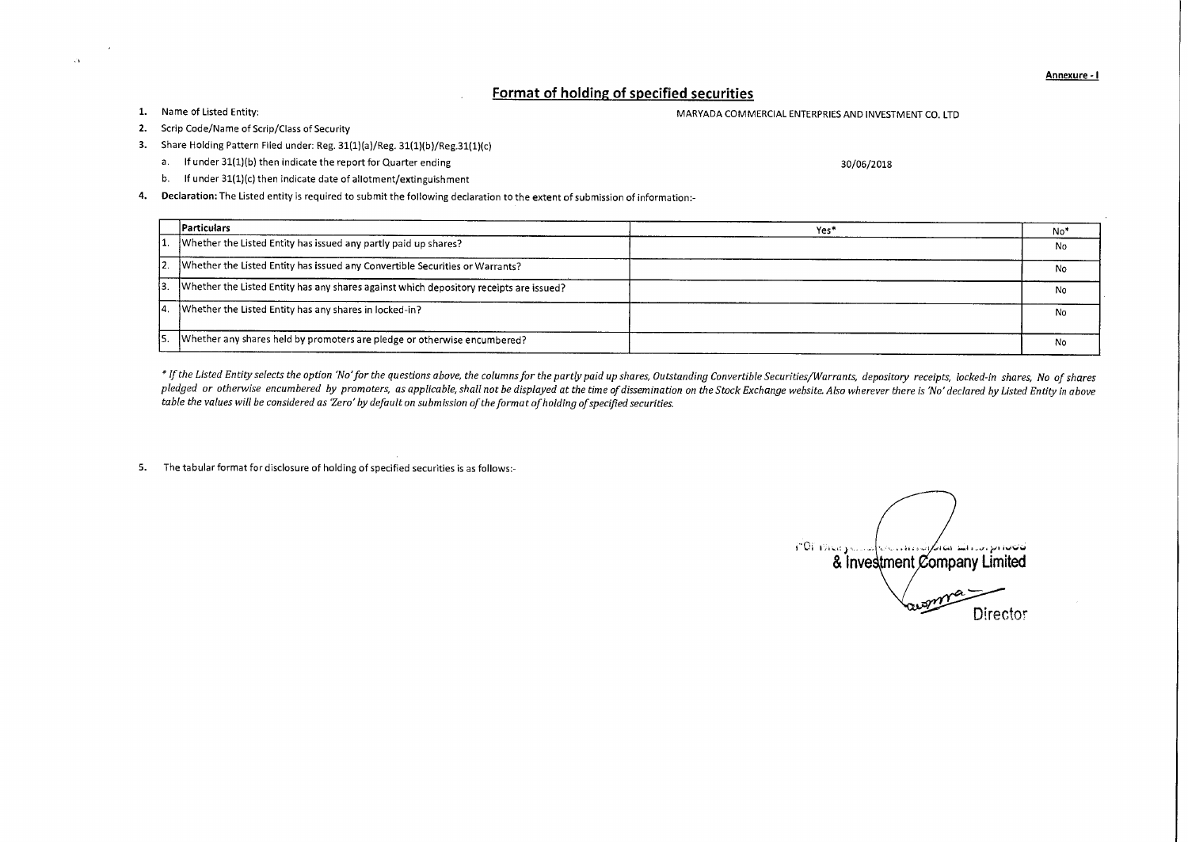Annexure - I

## Format of holding of specified securities

1. Name of Listed Entity: MARYADA COMMERCIAL ENTERPRIES AND INVESTMENT CO. LTD
2. Scrip Code/Name of Scrip/Class of Security
3. Share Holding Pattern Filed under: Reg. 31(1)(a)/Reg. 31(1)(b)/Reg.31(1)(c)
   a. If under 31(1)(b) then indicate the report for Quarter ending 30/06/2018
   b. If under 31(1)(c) then indicate date of allotment/extinguishment
4. **Declaration:** The Listed entity is required to submit the following declaration to the extent of submission of information:-

| | Particulars | Yes* | No* |
|---|---|---|---|
| 1. | Whether the Listed Entity has issued any partly paid up shares? | | No |
| 2. | Whether the Listed Entity has issued any Convertible Securities or Warrants? | | No |
| 3. | Whether the Listed Entity has any shares against which depository receipts are issued? | | No |
| 4. | Whether the Listed Entity has any shares in locked-in? | | No |
| 5. | Whether any shares held by promoters are pledge or otherwise encumbered? | | No |

*\* If the Listed Entity selects the option 'No' for the questions above, the columns for the partly paid up shares, Outstanding Convertible Securities/Warrants, depository receipts, locked-in shares, No of shares pledged or otherwise encumbered by promoters, as applicable, shall not be displayed at the time of dissemination on the Stock Exchange website. Also wherever there is 'No' declared by Listed Entity in above table the values will be considered as 'Zero' by default on submission of the format of holding of specified securities.*

5. The tabular format for disclosure of holding of specified securities is as follows:-

For Maryada Commercial Enterprises & Investment Company Limited

Director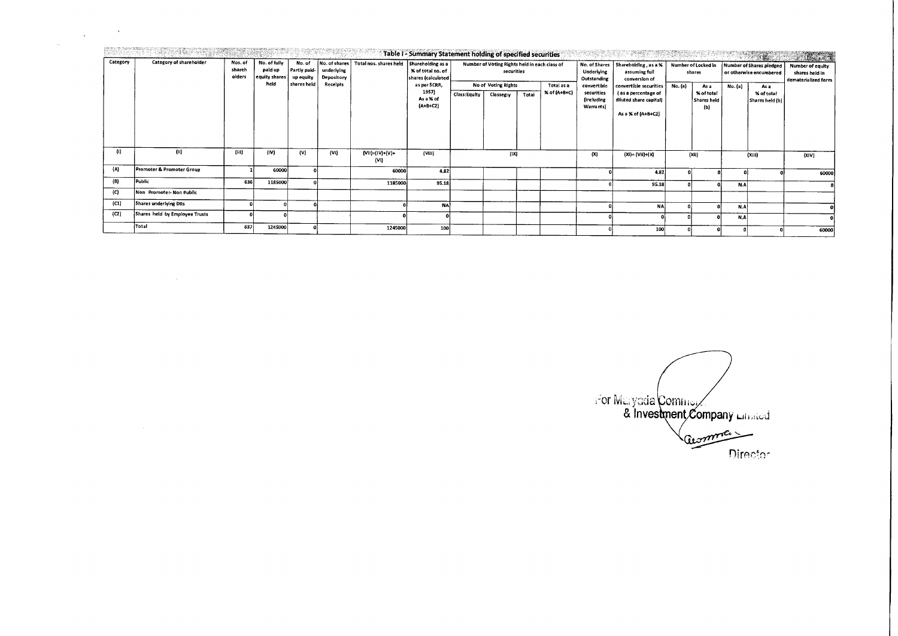# Table I - Summary Statement holding of specified securities

| Category | Category of shareholder | Nos. of shareholders | No. of fully paid up equity shares held | No. of Partly paid-up equity shares held | No. of shares underlying Depository Receipts | Total nos. shares held | Shareholding as a % of total no. of shares (calculated as per SCRR, 1957) As a % of (A+B+C2) | Number of Voting Rights held in each class of securities | | | | No. of Shares Underlying Outstanding convertible securities (including Warrants) | Shareholding, as a % assuming full conversion of convertible securities (as a percentage of diluted share capital) As a % of (A+B+C2) | Number of Locked in shares | | Number of Shares pledged or otherwise encumbered | | Number of equity shares held in dematerialized form |
|---|---|---|---|---|---|---|---|---|---|---|---|---|---|---|---|---|---|---|
| | | | | | | | | No of Voting Rights | | | Total as a % of (A+B+C) | | | No. (a) | As a % of total Shares held (b) | No. (a) | As a % of total Shares held (b) | |
| | | | | | | | | Class:Equity | Class:eg:y | Total | | | | | | | | |
| (I) | (II) | (III) | (IV) | (V) | (VI) | (VII)=(IV)+(V)+(VI) | (VIII) | (IX) | | | | (X) | (XI)=(VII)+(X) | (XII) | | (XIII) | | (XIV) |
| (A) | Promoter & Promoter Group | 1 | 60000 | 0 | | 60000 | 4.82 | | | | | 0 | 4.82 | 0 | 0 | 0 | 0 | 60000 |
| (B) | Public | 636 | 1185000 | 0 | | 1185000 | 95.18 | | | | | 0 | 95.18 | 0 | 0 | N.A | | 0 |
| (C) | Non Promoter- Non Public | | | | | | | | | | | | | | | | | |
| (C1) | Shares underlying DRs | 0 | 0 | 0 | | 0 | NA | | | | | 0 | NA | 0 | 0 | N.A | | 0 |
| (C2) | Shares held by Employee Trusts | 0 | 0 | | | 0 | 0 | | | | | 0 | 0 | 0 | 0 | N.A | | 0 |
| | Total | 637 | 1245000 | 0 | | 1245000 | 100 | | | | | 0 | 100 | 0 | 0 | 0 | 0 | 60000 |

For Maryada Commercial & Investment Company Limited

Director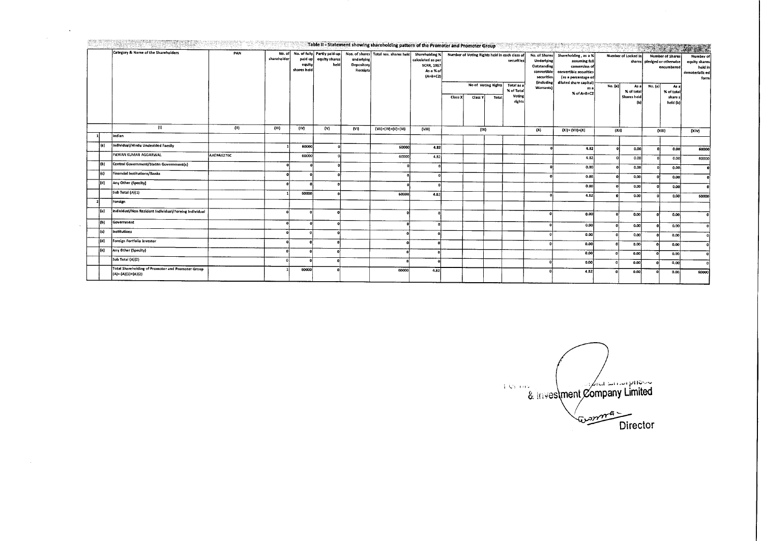## Table II - Statement showing shareholding pattern of the Promoter and Promoter Group

| | | Category & Name of the Shareholders | PAN | No. of shareholder | No. of fully paid up equity shares held | Partly paid-up equity shares held | Nos. of shares underlying Depository Receipts | Total nos. shares held | Shareholding % calculated as per SCRR, 1957 As a % of (A+B+C2) | Number of Voting Rights held in each class of securities | | | | No. of Shares Underlying Outstanding convertible securities (including Warrants) | Shareholding , as a % assuming full conversion of convertible securities (as a percentage of diluted share capital) as a % of A+B+C2 | Number of Locked in shares | | Number of Shares pledged or otherwise encumbered | | Number of equity shares held in dematerialized form |
|---|---|---|---|---|---|---|---|---|---|---|---|---|---|---|---|---|---|---|---|---|
| | | | | | | | | | | No of Voting Rights | | | Total as a % of Total Voting rights | | | No. (a) | As a % of total Shares held (b) | No. (a) | As a % of total share s held (b) | |
| | | | | | | | | | | Class X | Class Y | Total | | | | | | | | |
| | | (I) | (II) | (III) | (IV) | (V) | (VI) | (VII)=(IV)+(V)+(VI) | (VIII) | (IX) | | | | (X) | (XI)= (VII)+(X) | (XII) | | (XIII) | | (XIV) |
| 1 | | Indian | | | | | | | | | | | | | | | | | | |
| | (a) | Individual/Hindu Undevided Family | | 1 | 60000 | 0 | | 60000 | 4.82 | | | | | 0 | 4.82 | 0 | 0.00 | 0 | 0.00 | 60000 |
| | | PAWAN KUMAR AGGARWAL | AAEPA6276C | | 60000 | 0 | | 60000 | 4.82 | | | | | | 4.82 | 0 | 0.00 | 0 | 0.00 | 60000 |
| | (b) | Central Government/Staten Government(s) | | 0 | 0 | 0 | | 0 | 0 | | | | | 0 | 0.00 | 0 | 0.00 | 0 | 0.00 | 0 |
| | (c) | Financial Institutions/Banks | | 0 | 0 | 0 | | 0 | 0 | | | | | 0 | 0.00 | 0 | 0.00 | 0 | 0.00 | 0 |
| | (d) | Any Other (Specity) | | 0 | 0 | 0 | | 0 | 0 | | | | | | 0.00 | 0 | 0.00 | 0 | 0.00 | 0 |
| | | Sub Total (A)(1) | | 1 | 60000 | 0 | | 60000 | 4.82 | | | | | 0 | 4.82 | 0 | 0.00 | 0 | 0.00 | 60000 |
| 2 | | Foreign | | | | | | | | | | | | | | | | | | |
| | (a) | Individual/Non Resident Individual/ Foreing individual | | 0 | 0 | 0 | | 0 | 0 | | | | | 0 | 0.00 | 0 | 0.00 | 0 | 0.00 | 0 |
| | (b) | Government | | 0 | 0 | 0 | | 0 | 0 | | | | | 0 | 0.00 | 0 | 0.00 | 0 | 0.00 | 0 |
| | (c) | Institutions | | 0 | 0 | 0 | | 0 | 0 | | | | | 0 | 0.00 | 0 | 0.00 | 0 | 0.00 | 0 |
| | (d) | Foreign Portfolio Investor | | 0 | 0 | 0 | | 0 | 0 | | | | | 0 | 0.00 | 0 | 0.00 | 0 | 0.00 | 0 |
| | (e) | Any Other (Specity) | | 0 | 0 | 0 | | 0 | 0 | | | | | | 0.00 | 0 | 0.00 | 0 | 0.00 | 0 |
| | | Sub Total (A)(2) | | 0 | 0 | 0 | | 0 | 0 | | | | | 0 | 0.00 | 0 | 0.00 | 0 | 0.00 | 0 |
| | | Total Shareholding of Promoter and Promoter Group (A)= (A)(1)+(A)(2) | | 1 | 60000 | 0 | | 60000 | 4.82 | | | | | 0 | 4.82 | 0 | 0.00 | 0 | 0.00 | 60000 |

& Investment Company Limited

Director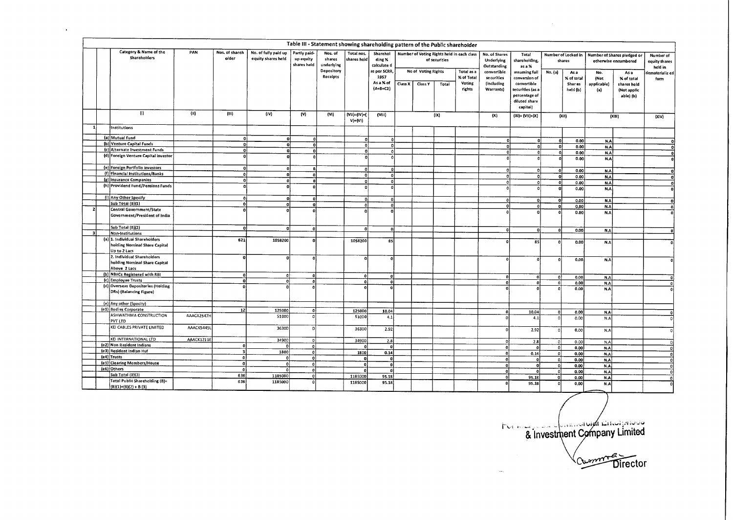## Table III - Statement showing shareholding pattern of the Public shareholder

| | | Category & Name of the Shareholders | PAN | Nos. of shareholder | No. of fully paid up equity shares held | Partly paid-up equity shares held | Nos. of shares underlying Depository Receipts | Total nos. shares held | Shareholding % calculated as per SCRR, 1957 As a % of (A+B+C2) | Number of Voting Rights held in each class of securities | | | | No. of Shares Underlying Outstanding convertible securities (including Warrants) | Total shareholding, as a % assuming full conversion of convertible securities (as a percentage of diluted share capital) | Number of Locked in shares | | Number of Shares pledged or otherwise encumbered | | Number of equity shares held in dematerialized form |
|---|---|---|---|---|---|---|---|---|---|---|---|---|---|---|---|---|---|---|---|---|
| | | | | | | | | | | No of Voting Rights | | | Total as a % of Total Voting rights | | | No. (a) | As a % of total Shares held (b) | No. (Not applicable) (a) | As a % of total shares held (Not applicable) (b) | |
| | | | | | | | | | | Class X | Class Y | Total | | | | | | | | |
| | | (I) | (II) | (III) | (IV) | (V) | (VI) | (VII)=(IV)+(V)+(VI) | (VIII) | (IX) | | | | (X) | (XI)= (VII)+(X) | (XII) | | (XIII) | | (XIV) |
| 1 | | Institutions | | | | | | | | | | | | | | | | | | |
| | (a) | Mutual Fund | | 0 | 0 | 0 | | 0 | 0 | | | | | 0 | 0 | 0 | 0.00 | N.A | | 0 |
| | (b) | Venture Capital Funds | | 0 | 0 | 0 | | 0 | 0 | | | | | 0 | 0 | 0 | 0.00 | N.A | | 0 |
| | (c) | Alternate Investment Funds | | 0 | 0 | 0 | | 0 | 0 | | | | | 0 | 0 | 0 | 0.00 | N.A | | 0 |
| | (d) | Foreign Venture Capital investor | | 0 | 0 | 0 | | 0 | 0 | | | | | 0 | 0 | 0 | 0.00 | N.A | | 0 |
| | (e) | Foreign Portfolio investors | | 0 | 0 | 0 | | 0 | 0 | | | | | 0 | 0 | 0 | 0.00 | N.A | | 0 |
| | (f) | Financial Institutions/Banks | | 0 | 0 | 0 | | 0 | 0 | | | | | 0 | 0 | 0 | 0.00 | N.A | | 0 |
| | (g) | Insurance Companies | | 0 | 0 | 0 | | 0 | 0 | | | | | 0 | 0 | 0 | 0.00 | N.A | | 0 |
| | (h) | Providend Fund/Pensions Funds | | 0 | 0 | 0 | | 0 | 0 | | | | | 0 | 0 | 0 | 0.00 | N.A | | 0 |
| | (i) | Any Other Specify | | 0 | 0 | 0 | | 0 | 0 | | | | | 0 | 0 | 0 | 0.00 | N.A | | 0 |
| | | Sub Total (B)(1) | | 0 | 0 | 0 | | 0 | 0 | | | | | 0 | 0 | 0 | 0.00 | N.A | | 0 |
| 2 | | Central Government/State Government/President of India | | 0 | 0 | 0 | | 0 | 0 | | | | | 0 | 0 | 0 | 0.00 | N.A | | 0 |
| | | Sub Total (B)(2) | | 0 | 0 | 0 | | 0 | 0 | | | | | 0 | 0 | 0 | 0.00 | N.A | | 0 |
| 3 | | Non-Institutions | | | | | | | | | | | | | | | | | | |
| | (a) | 1. Individual Shareholders holding Nominal Share Capital Up to 2 Lacs | | 621 | 1058200 | 0 | | 1058200 | 85 | | | | | 0 | 85 | 0 | 0.00 | N.A | | 0 |
| | | 2. Individual Shareholders holding Nominal Share Capital Above 2 Lacs | | 0 | 0 | 0 | | 0 | 0 | | | | | 0 | 0 | 0 | 0.00 | N.A | | 0 |
| | (b) | NBFCs Registered with RBI | | 0 | 0 | 0 | | 0 | 0 | | | | | 0 | 0 | 0 | 0.00 | N.A | | 0 |
| | (c) | Employee Trusts | | 0 | 0 | 0 | | 0 | 0 | | | | | 0 | 0 | 0 | 0.00 | N.A | | 0 |
| | (d) | Overseas Depositories (Holding DRs) (Balancing Figure) | | 0 | 0 | 0 | | 0 | 0 | | | | | 0 | 0 | 0 | 0.00 | N.A | | 0 |
| | (e) | Any other (Specify) | | | | | | | | | | | | | | | | | | |
| | (e1) | Bodies Corporate | | 12 | 125000 | 0 | | 125000 | 10.04 | | | | | 0 | 10.04 | 0 | 0.00 | N.A | | 0 |
| | | ASHWATHMA CONSTRUCTION PVT LTD | AAACA2547H | | 51000 | 0 | | 51000 | 4.1 | | | | | 0 | 4.1 | 0 | 0.00 | N.A | | 0 |
| | | KEI CABLES PRIVATE LIMITED | AAACK5445L | | 36300 | 0 | | 36300 | 2.92 | | | | | 0 | 2.92 | 0 | 0.00 | N.A | | 0 |
| | | KEI INTERNATIONAL LTD | AAACK1211E | | 34900 | 0 | | 34900 | 2.8 | | | | | 0 | 2.8 | 0 | 0.00 | N.A | | 0 |
| | (e2) | Non Resident Indians | | 0 | 0 | 0 | | 0 | 0 | | | | | 0 | 0 | 0 | 0.00 | N.A | | 0 |
| | (e3) | Resident Indian Huf | | 3 | 1800 | 0 | | 1800 | 0.14 | | | | | 0 | 0.14 | 0 | 0.00 | N.A | | 0 |
| | (e4) | Trusts | | 0 | 0 | 0 | | 0 | 0 | | | | | 0 | 0 | 0 | 0.00 | N.A | | 0 |
| | (e5) | Clearing Members/House | | 0 | 0 | 0 | | 0 | 0 | | | | | 0 | 0 | 0 | 0.00 | N.A | | 0 |
| | (e6) | Others | | 0 | 0 | 0 | | 0 | 0 | | | | | 0 | 0 | 0 | 0.00 | N.A | | 0 |
| | | Sub Total (B)(3) | | 636 | 1185000 | 0 | | 1185000 | 95.18 | | | | | 0 | 95.18 | 0 | 0.00 | N.A | | 0 |
| | | Total Public Shareholding (B)= (B)(1)+(B)(2) + B (3) | | 636 | 1185000 | 0 | | 1185000 | 95.18 | | | | | 0 | 95.18 | 0 | 0.00 | N.A | | 0 |

For ... Commercial Enterprises & Investment Company Limited

Director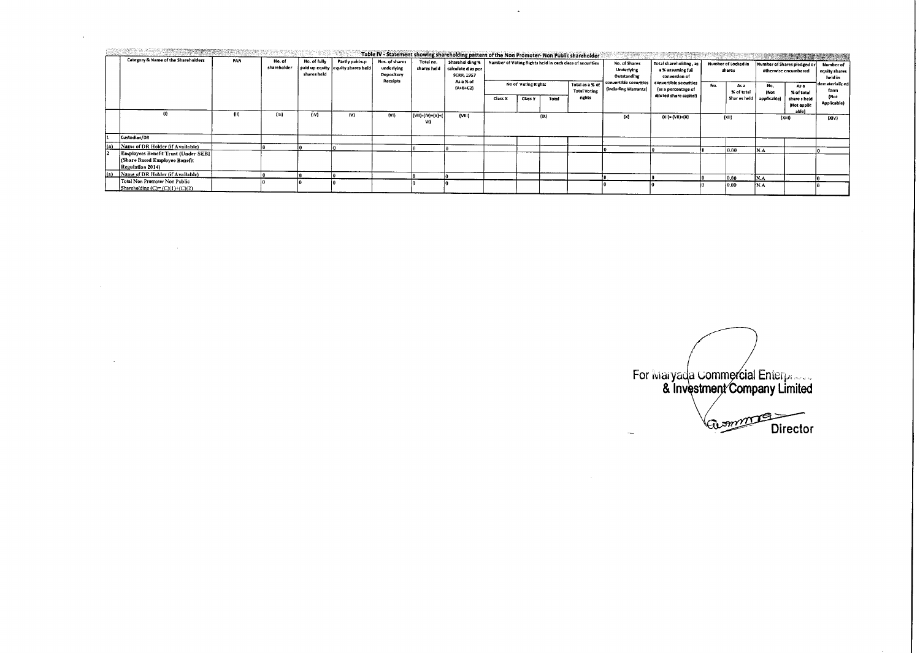Table IV - Statement showing shareholding pattern of the Non Promoter- Non Public shareholder

| | Category & Name of the Shareholders | PAN | No. of shareholder | No. of fully paid up equity shares held | Partly paid-up equity shares held | Nos. of shares underlying Depository Receipts | Total nos. shares held | Shareholding % calculated as per SCRR, 1957 As a % of (A+B+C2) | Number of Voting Rights held in each class of securities | | | | No. of Shares Underlying Outstanding convertible securities (including Warrants) | Total shareholding , as a % assuming full conversion of convertible securities (as a percentage of diluted share capital) | Number of Locked in shares | | Number of Shares pledged or otherwise encumbered | | Number of equity shares held in dematerialized form (Not Applicable) |
|---|---|---|---|---|---|---|---|---|---|---|---|---|---|---|---|---|---|---|---|
| | | | | | | | | | No of Voting Rights | | | Total as a % of Total Voting rights | | | No. | As a % of total Shares held | No. (Not applicable) | As a % of total shares held (Not applicable) | |
| | | | | | | | | | Class X | Class Y | Total | | | | | | | | |
| | (I) | (II) | (III) | (IV) | (V) | (VI) | (VII)=(IV)+(V)+(VI) | (VIII) | (IX) | | | | (X) | (XI)= (VII)+(X) | (XII) | | (XIII) | | (XIV) |
| 1 | Custodian/DR | | | | | | | | | | | | | | | | | | |
| (a) | Name of DR Holder (if Available) | | 0 | 0 | 0 | | 0 | 0 | | | | | 0 | 0 | 0 | 0.00 | N.A | | 0 |
| 2 | Employees Benefit Trust (Under SEBI (Share Based Employee Benefit Regulation 2014) | | | | | | | | | | | | | | | | | | |
| (a) | Name of DR Holder (if Available) | | 0 | 0 | 0 | | 0 | 0 | | | | | 0 | 0 | 0 | 0.00 | N.A | | 0 |
| | Total Non Promoter Non Public Shareholding (C)= (C)(1)+(C)(2) | | 0 | 0 | 0 | | 0 | 0 | | | | | 0 | 0 | 0 | 0.00 | N.A | | 0 |

For Maryada Commercial Enterprises & Investment Company Limited

Director